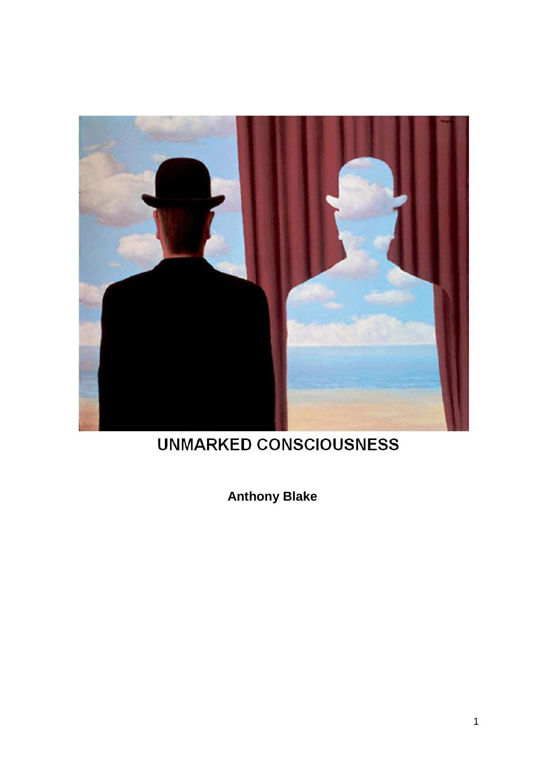# UNMARKED CONSCIOUSNESS

**Anthony Blake**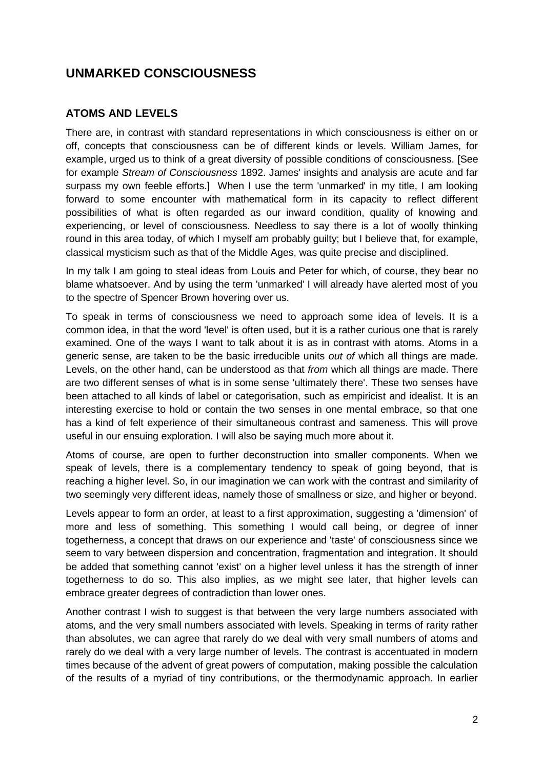## UNMARKED CONSCIOUSNESS

### ATOMS AND LEVELS

There are, in contrast with standard representations in which consciousness is either on or off, concepts that consciousness can be of different kinds or levels. William James, for example, urged us to think of a great diversity of possible conditions of consciousness. [See for example *Stream of Consciousness* 1892. James' insights and analysis are acute and far surpass my own feeble efforts.] When I use the term 'unmarked' in my title, I am looking forward to some encounter with mathematical form in its capacity to reflect different possibilities of what is often regarded as our inward condition, quality of knowing and experiencing, or level of consciousness. Needless to say there is a lot of woolly thinking round in this area today, of which I myself am probably guilty; but I believe that, for example, classical mysticism such as that of the Middle Ages, was quite precise and disciplined.

In my talk I am going to steal ideas from Louis and Peter for which, of course, they bear no blame whatsoever. And by using the term 'unmarked' I will already have alerted most of you to the spectre of Spencer Brown hovering over us.

To speak in terms of consciousness we need to approach some idea of levels. It is a common idea, in that the word 'level' is often used, but it is a rather curious one that is rarely examined. One of the ways I want to talk about it is as in contrast with atoms. Atoms in a generic sense, are taken to be the basic irreducible units *out of* which all things are made. Levels, on the other hand, can be understood as that *from* which all things are made. There are two different senses of what is in some sense 'ultimately there'. These two senses have been attached to all kinds of label or categorisation, such as empiricist and idealist. It is an interesting exercise to hold or contain the two senses in one mental embrace, so that one has a kind of felt experience of their simultaneous contrast and sameness. This will prove useful in our ensuing exploration. I will also be saying much more about it.

Atoms of course, are open to further deconstruction into smaller components. When we speak of levels, there is a complementary tendency to speak of going beyond, that is reaching a higher level. So, in our imagination we can work with the contrast and similarity of two seemingly very different ideas, namely those of smallness or size, and higher or beyond.

Levels appear to form an order, at least to a first approximation, suggesting a 'dimension' of more and less of something. This something I would call being, or degree of inner togetherness, a concept that draws on our experience and 'taste' of consciousness since we seem to vary between dispersion and concentration, fragmentation and integration. It should be added that something cannot 'exist' on a higher level unless it has the strength of inner togetherness to do so. This also implies, as we might see later, that higher levels can embrace greater degrees of contradiction than lower ones.

Another contrast I wish to suggest is that between the very large numbers associated with atoms, and the very small numbers associated with levels. Speaking in terms of rarity rather than absolutes, we can agree that rarely do we deal with very small numbers of atoms and rarely do we deal with a very large number of levels. The contrast is accentuated in modern times because of the advent of great powers of computation, making possible the calculation of the results of a myriad of tiny contributions, or the thermodynamic approach. In earlier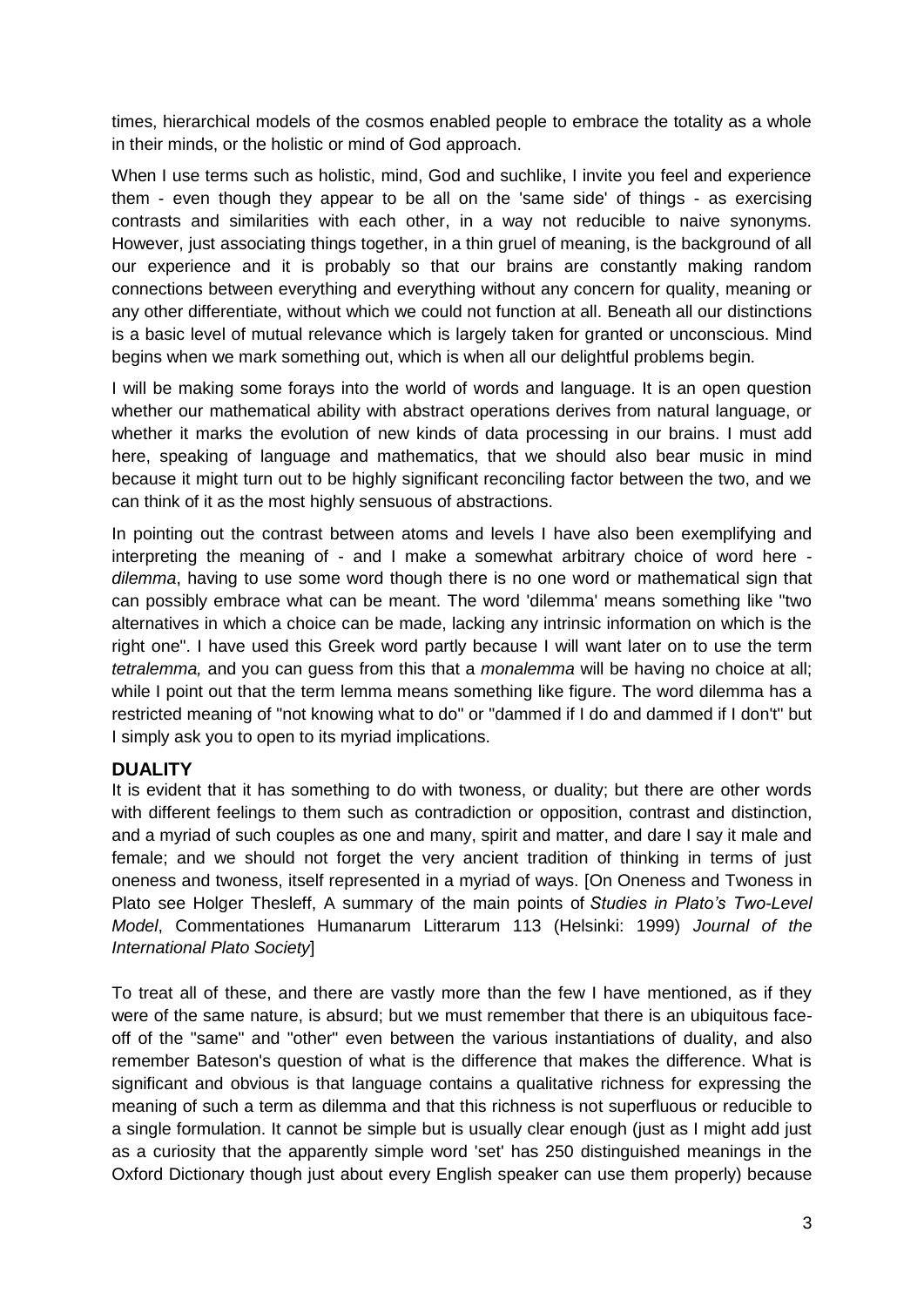times, hierarchical models of the cosmos enabled people to embrace the totality as a whole in their minds, or the holistic or mind of God approach.

When I use terms such as holistic, mind, God and suchlike, I invite you feel and experience them - even though they appear to be all on the 'same side' of things - as exercising contrasts and similarities with each other, in a way not reducible to naive synonyms. However, just associating things together, in a thin gruel of meaning, is the background of all our experience and it is probably so that our brains are constantly making random connections between everything and everything without any concern for quality, meaning or any other differentiate, without which we could not function at all. Beneath all our distinctions is a basic level of mutual relevance which is largely taken for granted or unconscious. Mind begins when we mark something out, which is when all our delightful problems begin.

I will be making some forays into the world of words and language. It is an open question whether our mathematical ability with abstract operations derives from natural language, or whether it marks the evolution of new kinds of data processing in our brains. I must add here, speaking of language and mathematics, that we should also bear music in mind because it might turn out to be highly significant reconciling factor between the two, and we can think of it as the most highly sensuous of abstractions.

In pointing out the contrast between atoms and levels I have also been exemplifying and interpreting the meaning of - and I make a somewhat arbitrary choice of word here - *dilemma*, having to use some word though there is no one word or mathematical sign that can possibly embrace what can be meant. The word 'dilemma' means something like "two alternatives in which a choice can be made, lacking any intrinsic information on which is the right one". I have used this Greek word partly because I will want later on to use the term *tetralemma,* and you can guess from this that a *monalemma* will be having no choice at all; while I point out that the term lemma means something like figure. The word dilemma has a restricted meaning of "not knowing what to do" or "dammed if I do and dammed if I don't" but I simply ask you to open to its myriad implications.

## DUALITY

It is evident that it has something to do with twoness, or duality; but there are other words with different feelings to them such as contradiction or opposition, contrast and distinction, and a myriad of such couples as one and many, spirit and matter, and dare I say it male and female; and we should not forget the very ancient tradition of thinking in terms of just oneness and twoness, itself represented in a myriad of ways. [On Oneness and Twoness in Plato see Holger Thesleff, A summary of the main points of *Studies in Plato's Two-Level Model*, Commentationes Humanarum Litterarum 113 (Helsinki: 1999) *Journal of the International Plato Society*]

To treat all of these, and there are vastly more than the few I have mentioned, as if they were of the same nature, is absurd; but we must remember that there is an ubiquitous face-off of the "same" and "other" even between the various instantiations of duality, and also remember Bateson's question of what is the difference that makes the difference. What is significant and obvious is that language contains a qualitative richness for expressing the meaning of such a term as dilemma and that this richness is not superfluous or reducible to a single formulation. It cannot be simple but is usually clear enough (just as I might add just as a curiosity that the apparently simple word 'set' has 250 distinguished meanings in the Oxford Dictionary though just about every English speaker can use them properly) because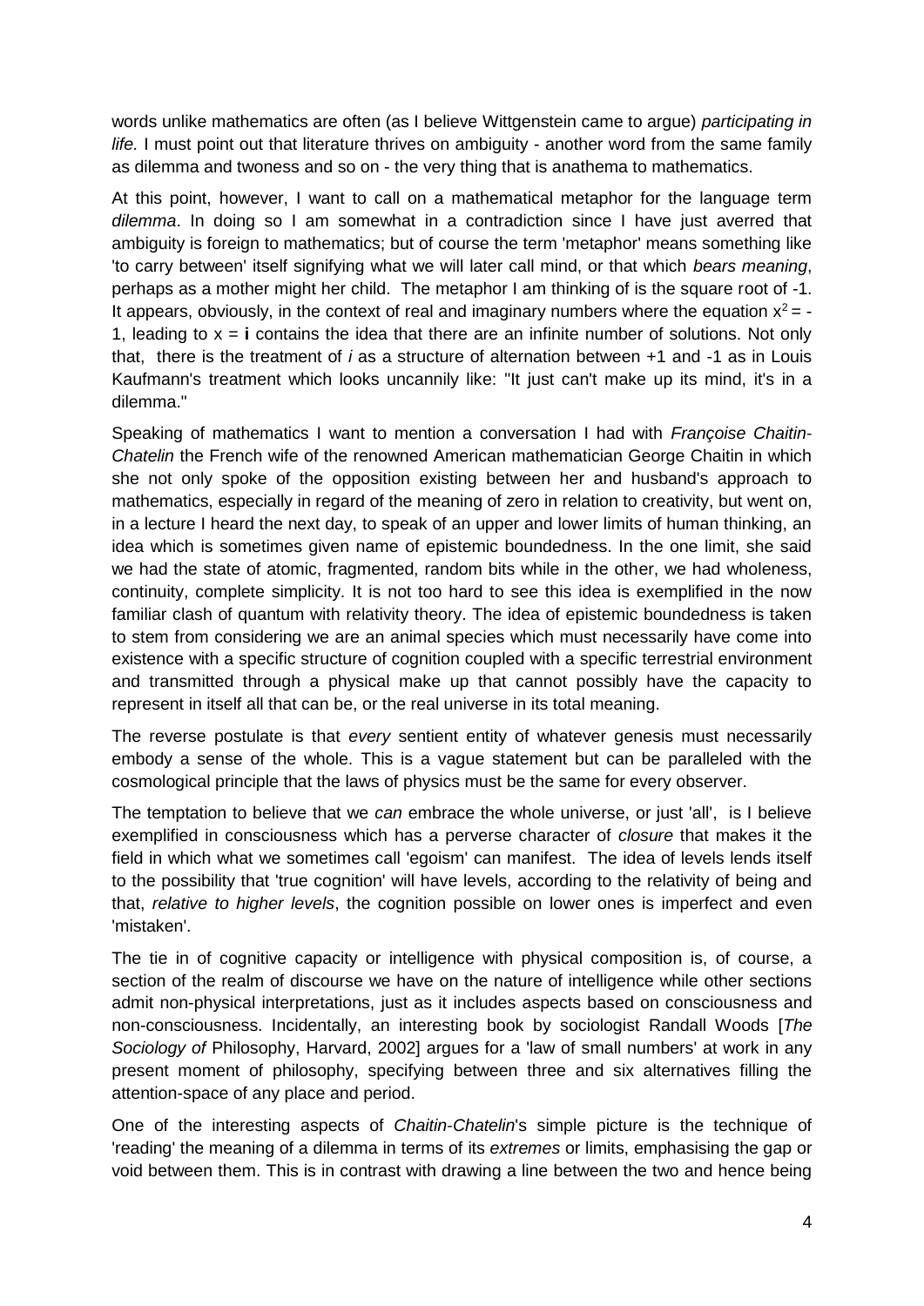words unlike mathematics are often (as I believe Wittgenstein came to argue) *participating in life.* I must point out that literature thrives on ambiguity - another word from the same family as dilemma and twoness and so on - the very thing that is anathema to mathematics.

At this point, however, I want to call on a mathematical metaphor for the language term *dilemma*. In doing so I am somewhat in a contradiction since I have just averred that ambiguity is foreign to mathematics; but of course the term 'metaphor' means something like 'to carry between' itself signifying what we will later call mind, or that which *bears meaning*, perhaps as a mother might her child. The metaphor I am thinking of is the square root of -1. It appears, obviously, in the context of real and imaginary numbers where the equation $x^2 = -1$, leading to $x = \mathbf{i}$ contains the idea that there are an infinite number of solutions. Not only that, there is the treatment of $i$ as a structure of alternation between +1 and -1 as in Louis Kaufmann's treatment which looks uncannily like: "It just can't make up its mind, it's in a dilemma."

Speaking of mathematics I want to mention a conversation I had with *Françoise Chaitin-Chatelin* the French wife of the renowned American mathematician George Chaitin in which she not only spoke of the opposition existing between her and husband's approach to mathematics, especially in regard of the meaning of zero in relation to creativity, but went on, in a lecture I heard the next day, to speak of an upper and lower limits of human thinking, an idea which is sometimes given name of epistemic boundedness. In the one limit, she said we had the state of atomic, fragmented, random bits while in the other, we had wholeness, continuity, complete simplicity. It is not too hard to see this idea is exemplified in the now familiar clash of quantum with relativity theory. The idea of epistemic boundedness is taken to stem from considering we are an animal species which must necessarily have come into existence with a specific structure of cognition coupled with a specific terrestrial environment and transmitted through a physical make up that cannot possibly have the capacity to represent in itself all that can be, or the real universe in its total meaning.

The reverse postulate is that *every* sentient entity of whatever genesis must necessarily embody a sense of the whole. This is a vague statement but can be paralleled with the cosmological principle that the laws of physics must be the same for every observer.

The temptation to believe that we *can* embrace the whole universe, or just 'all', is I believe exemplified in consciousness which has a perverse character of *closure* that makes it the field in which what we sometimes call 'egoism' can manifest. The idea of levels lends itself to the possibility that 'true cognition' will have levels, according to the relativity of being and that, *relative to higher levels*, the cognition possible on lower ones is imperfect and even 'mistaken'.

The tie in of cognitive capacity or intelligence with physical composition is, of course, a section of the realm of discourse we have on the nature of intelligence while other sections admit non-physical interpretations, just as it includes aspects based on consciousness and non-consciousness. Incidentally, an interesting book by sociologist Randall Woods [*The Sociology of* Philosophy, Harvard, 2002] argues for a 'law of small numbers' at work in any present moment of philosophy, specifying between three and six alternatives filling the attention-space of any place and period.

One of the interesting aspects of *Chaitin-Chatelin*'s simple picture is the technique of 'reading' the meaning of a dilemma in terms of its *extremes* or limits, emphasising the gap or void between them. This is in contrast with drawing a line between the two and hence being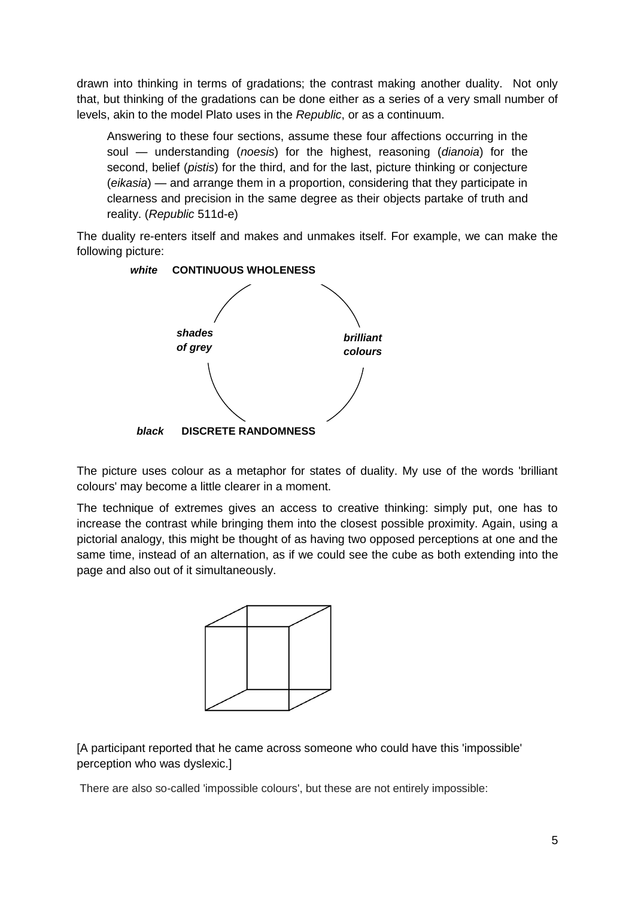drawn into thinking in terms of gradations; the contrast making another duality. Not only that, but thinking of the gradations can be done either as a series of a very small number of levels, akin to the model Plato uses in the *Republic*, or as a continuum.

> Answering to these four sections, assume these four affections occurring in the soul — understanding (*noesis*) for the highest, reasoning (*dianoia*) for the second, belief (*pistis*) for the third, and for the last, picture thinking or conjecture (*eikasia*) — and arrange them in a proportion, considering that they participate in clearness and precision in the same degree as their objects partake of truth and reality. (*Republic* 511d-e)

The duality re-enters itself and makes and unmakes itself. For example, we can make the following picture:

***white*** **CONTINUOUS WHOLENESS**

***shades of grey*** ***brilliant colours***

***black*** **DISCRETE RANDOMNESS**

The picture uses colour as a metaphor for states of duality. My use of the words 'brilliant colours' may become a little clearer in a moment.

The technique of extremes gives an access to creative thinking: simply put, one has to increase the contrast while bringing them into the closest possible proximity. Again, using a pictorial analogy, this might be thought of as having two opposed perceptions at one and the same time, instead of an alternation, as if we could see the cube as both extending into the page and also out of it simultaneously.

[A participant reported that he came across someone who could have this 'impossible' perception who was dyslexic.]

There are also so-called 'impossible colours', but these are not entirely impossible: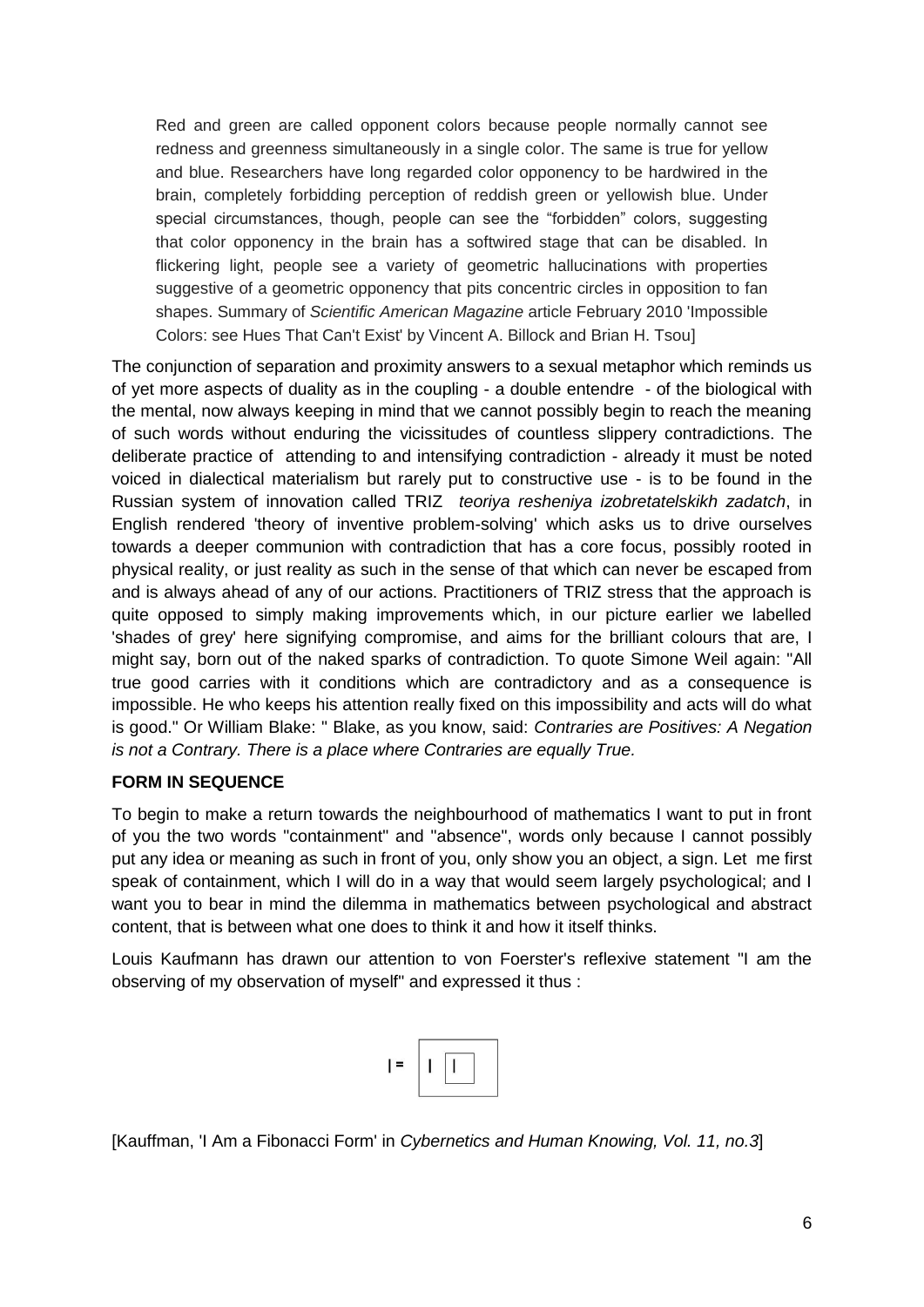> Red and green are called opponent colors because people normally cannot see redness and greenness simultaneously in a single color. The same is true for yellow and blue. Researchers have long regarded color opponency to be hardwired in the brain, completely forbidding perception of reddish green or yellowish blue. Under special circumstances, though, people can see the "forbidden" colors, suggesting that color opponency in the brain has a softwired stage that can be disabled. In flickering light, people see a variety of geometric hallucinations with properties suggestive of a geometric opponency that pits concentric circles in opposition to fan shapes. Summary of *Scientific American Magazine* article February 2010 'Impossible Colors: see Hues That Can't Exist' by Vincent A. Billock and Brian H. Tsou]

The conjunction of separation and proximity answers to a sexual metaphor which reminds us of yet more aspects of duality as in the coupling - a double entendre - of the biological with the mental, now always keeping in mind that we cannot possibly begin to reach the meaning of such words without enduring the vicissitudes of countless slippery contradictions. The deliberate practice of attending to and intensifying contradiction - already it must be noted voiced in dialectical materialism but rarely put to constructive use - is to be found in the Russian system of innovation called TRIZ *teoriya resheniya izobretatelskikh zadatch*, in English rendered 'theory of inventive problem-solving' which asks us to drive ourselves towards a deeper communion with contradiction that has a core focus, possibly rooted in physical reality, or just reality as such in the sense of that which can never be escaped from and is always ahead of any of our actions. Practitioners of TRIZ stress that the approach is quite opposed to simply making improvements which, in our picture earlier we labelled 'shades of grey' here signifying compromise, and aims for the brilliant colours that are, I might say, born out of the naked sparks of contradiction. To quote Simone Weil again: "All true good carries with it conditions which are contradictory and as a consequence is impossible. He who keeps his attention really fixed on this impossibility and acts will do what is good." Or William Blake: " Blake, as you know, said: *Contraries are Positives: A Negation is not a Contrary. There is a place where Contraries are equally True.*

**FORM IN SEQUENCE**

To begin to make a return towards the neighbourhood of mathematics I want to put in front of you the two words "containment" and "absence", words only because I cannot possibly put any idea or meaning as such in front of you, only show you an object, a sign. Let me first speak of containment, which I will do in a way that would seem largely psychological; and I want you to bear in mind the dilemma in mathematics between psychological and abstract content, that is between what one does to think it and how it itself thinks.

Louis Kaufmann has drawn our attention to von Foerster's reflexive statement "I am the observing of my observation of myself" and expressed it thus :

$$I = \boxed{I \; \boxed{I}}$$

[Kauffman, 'I Am a Fibonacci Form' in *Cybernetics and Human Knowing, Vol. 11, no.3*]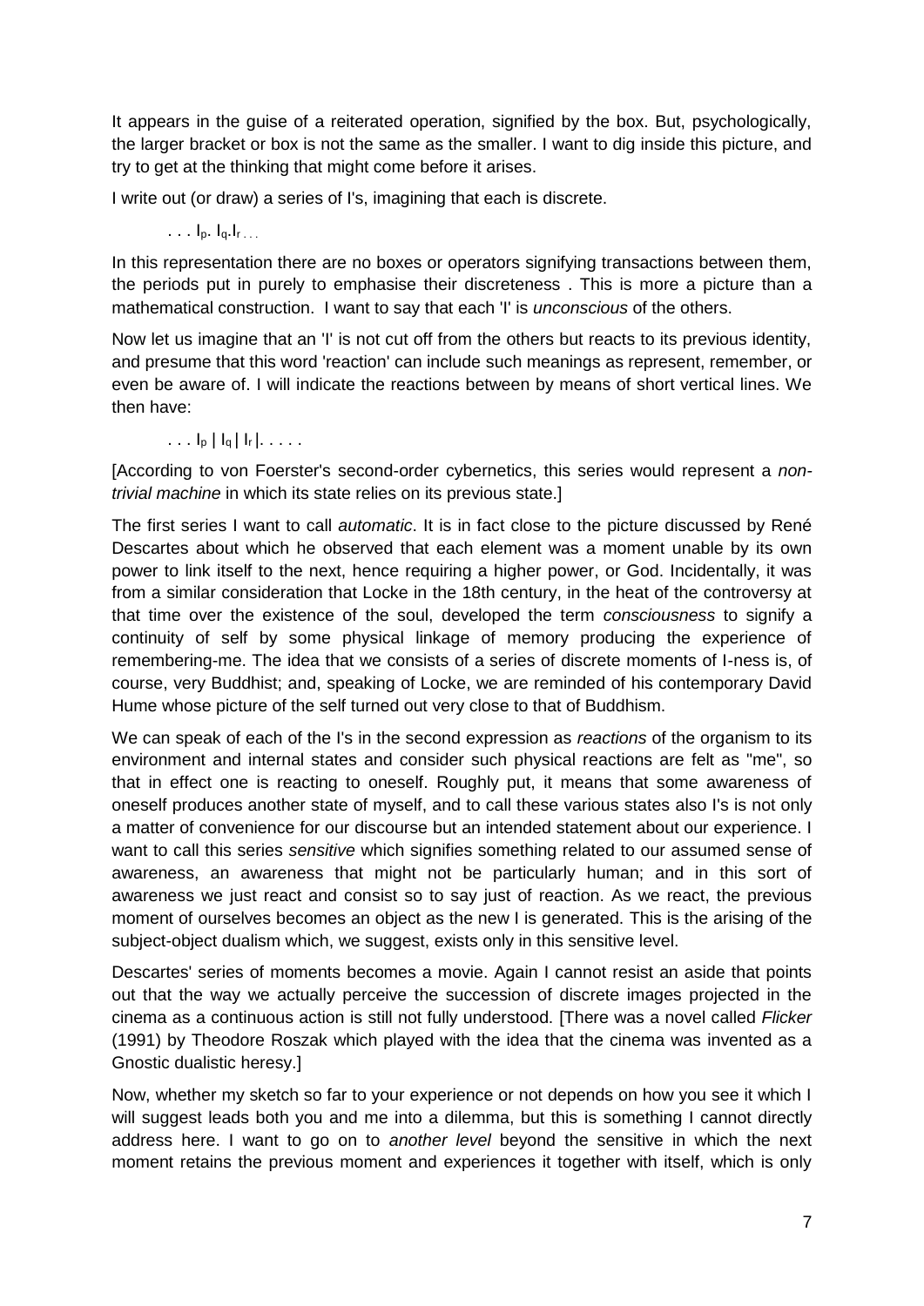It appears in the guise of a reiterated operation, signified by the box. But, psychologically, the larger bracket or box is not the same as the smaller. I want to dig inside this picture, and try to get at the thinking that might come before it arises.

I write out (or draw) a series of I's, imagining that each is discrete.

$. . . I_p. \ I_q.I_{r \, . . .}$

In this representation there are no boxes or operators signifying transactions between them, the periods put in purely to emphasise their discreteness . This is more a picture than a mathematical construction. I want to say that each 'I' is *unconscious* of the others.

Now let us imagine that an 'I' is not cut off from the others but reacts to its previous identity, and presume that this word 'reaction' can include such meanings as represent, remember, or even be aware of. I will indicate the reactions between by means of short vertical lines. We then have:

$. . . I_p \,|\, I_q \,|\, I_r \,|. . . . .$

[According to von Foerster's second-order cybernetics, this series would represent a *non-trivial machine* in which its state relies on its previous state.]

The first series I want to call *automatic*. It is in fact close to the picture discussed by René Descartes about which he observed that each element was a moment unable by its own power to link itself to the next, hence requiring a higher power, or God. Incidentally, it was from a similar consideration that Locke in the 18th century, in the heat of the controversy at that time over the existence of the soul, developed the term *consciousness* to signify a continuity of self by some physical linkage of memory producing the experience of remembering-me. The idea that we consists of a series of discrete moments of I-ness is, of course, very Buddhist; and, speaking of Locke, we are reminded of his contemporary David Hume whose picture of the self turned out very close to that of Buddhism.

We can speak of each of the I's in the second expression as *reactions* of the organism to its environment and internal states and consider such physical reactions are felt as "me", so that in effect one is reacting to oneself. Roughly put, it means that some awareness of oneself produces another state of myself, and to call these various states also I's is not only a matter of convenience for our discourse but an intended statement about our experience. I want to call this series *sensitive* which signifies something related to our assumed sense of awareness, an awareness that might not be particularly human; and in this sort of awareness we just react and consist so to say just of reaction. As we react, the previous moment of ourselves becomes an object as the new I is generated. This is the arising of the subject-object dualism which, we suggest, exists only in this sensitive level.

Descartes' series of moments becomes a movie. Again I cannot resist an aside that points out that the way we actually perceive the succession of discrete images projected in the cinema as a continuous action is still not fully understood. [There was a novel called *Flicker* (1991) by Theodore Roszak which played with the idea that the cinema was invented as a Gnostic dualistic heresy.]

Now, whether my sketch so far to your experience or not depends on how you see it which I will suggest leads both you and me into a dilemma, but this is something I cannot directly address here. I want to go on to *another level* beyond the sensitive in which the next moment retains the previous moment and experiences it together with itself, which is only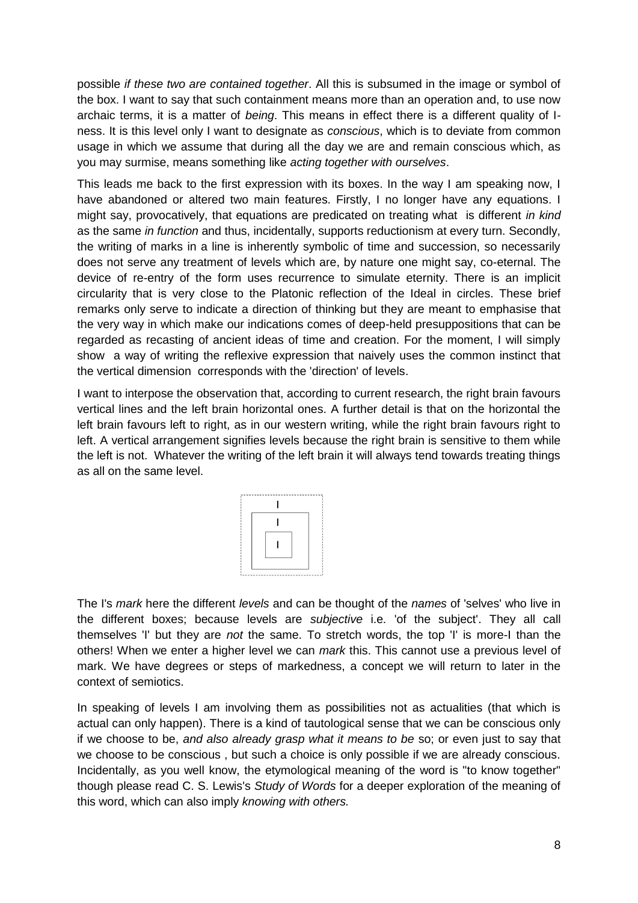possible *if these two are contained together*. All this is subsumed in the image or symbol of the box. I want to say that such containment means more than an operation and, to use now archaic terms, it is a matter of *being*. This means in effect there is a different quality of I-ness. It is this level only I want to designate as *conscious*, which is to deviate from common usage in which we assume that during all the day we are and remain conscious which, as you may surmise, means something like *acting together with ourselves*.

This leads me back to the first expression with its boxes. In the way I am speaking now, I have abandoned or altered two main features. Firstly, I no longer have any equations. I might say, provocatively, that equations are predicated on treating what is different *in kind* as the same *in function* and thus, incidentally, supports reductionism at every turn. Secondly, the writing of marks in a line is inherently symbolic of time and succession, so necessarily does not serve any treatment of levels which are, by nature one might say, co-eternal. The device of re-entry of the form uses recurrence to simulate eternity. There is an implicit circularity that is very close to the Platonic reflection of the Ideal in circles. These brief remarks only serve to indicate a direction of thinking but they are meant to emphasise that the very way in which make our indications comes of deep-held presuppositions that can be regarded as recasting of ancient ideas of time and creation. For the moment, I will simply show a way of writing the reflexive expression that naively uses the common instinct that the vertical dimension corresponds with the 'direction' of levels.

I want to interpose the observation that, according to current research, the right brain favours vertical lines and the left brain horizontal ones. A further detail is that on the horizontal the left brain favours left to right, as in our western writing, while the right brain favours right to left. A vertical arrangement signifies levels because the right brain is sensitive to them while the left is not. Whatever the writing of the left brain it will always tend towards treating things as all on the same level.

```
┌┄┄┄┄┄┄┄┄┄┄┄┐
┆     I     ┆
┆ ┌───────┐ ┆
┆ │   I   │ ┆
┆ │ ┌───┐ │ ┆
┆ │ │ I │ │ ┆
┆ │ └───┘ │ ┆
┆ └───────┘ ┆
└┄┄┄┄┄┄┄┄┄┄┄┘
```

The I's *mark* here the different *levels* and can be thought of the *names* of 'selves' who live in the different boxes; because levels are *subjective* i.e. 'of the subject'. They all call themselves 'I' but they are *not* the same. To stretch words, the top 'I' is more-I than the others! When we enter a higher level we can *mark* this. This cannot use a previous level of mark. We have degrees or steps of markedness, a concept we will return to later in the context of semiotics.

In speaking of levels I am involving them as possibilities not as actualities (that which is actual can only happen). There is a kind of tautological sense that we can be conscious only if we choose to be, *and also already grasp what it means to be* so; or even just to say that we choose to be conscious , but such a choice is only possible if we are already conscious. Incidentally, as you well know, the etymological meaning of the word is "to know together" though please read C. S. Lewis's *Study of Words* for a deeper exploration of the meaning of this word, which can also imply *knowing with others.*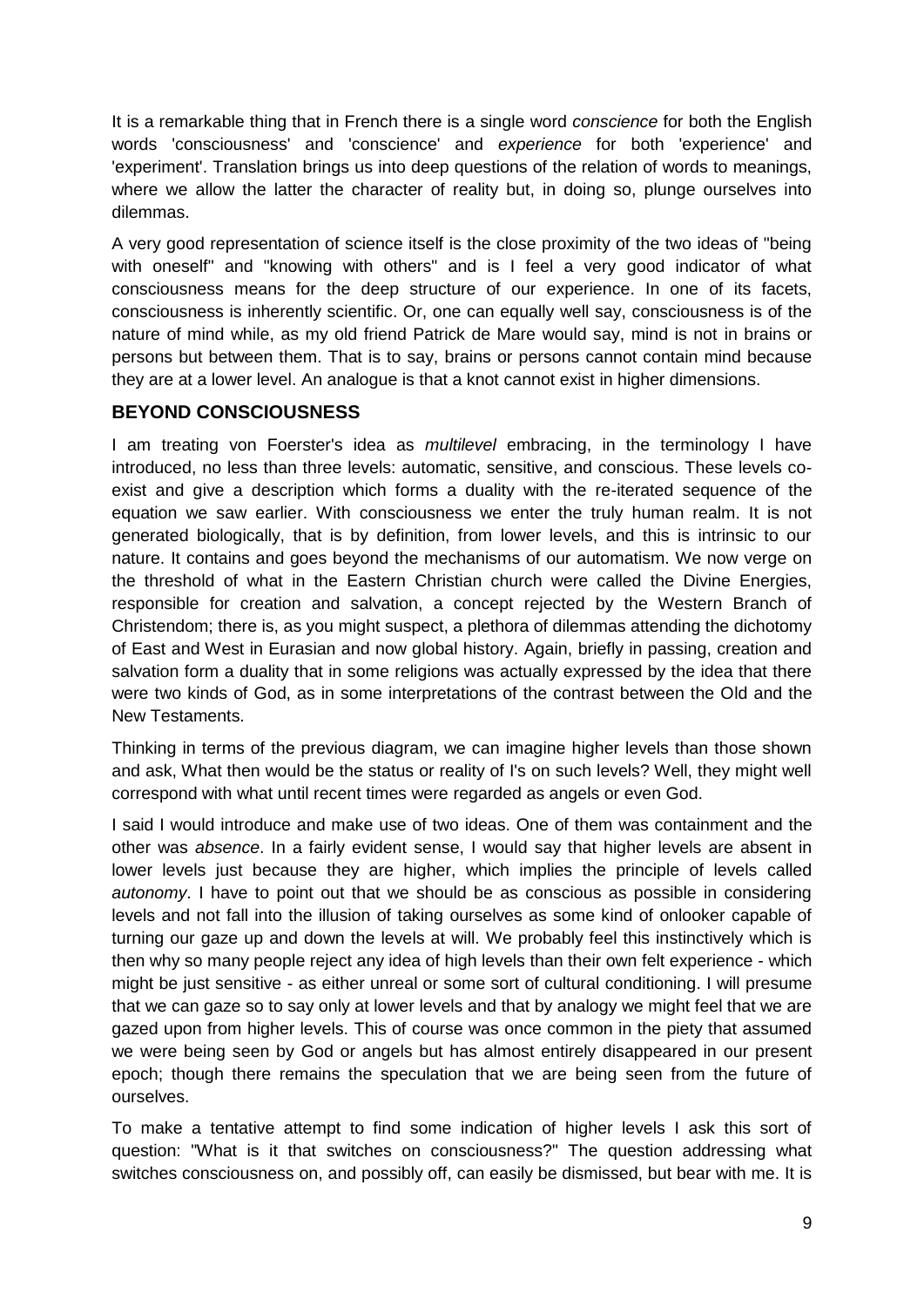It is a remarkable thing that in French there is a single word *conscience* for both the English words 'consciousness' and 'conscience' and *experience* for both 'experience' and 'experiment'. Translation brings us into deep questions of the relation of words to meanings, where we allow the latter the character of reality but, in doing so, plunge ourselves into dilemmas.

A very good representation of science itself is the close proximity of the two ideas of "being with oneself" and "knowing with others" and is I feel a very good indicator of what consciousness means for the deep structure of our experience. In one of its facets, consciousness is inherently scientific. Or, one can equally well say, consciousness is of the nature of mind while, as my old friend Patrick de Mare would say, mind is not in brains or persons but between them. That is to say, brains or persons cannot contain mind because they are at a lower level. An analogue is that a knot cannot exist in higher dimensions.

## BEYOND CONSCIOUSNESS

I am treating von Foerster's idea as *multilevel* embracing, in the terminology I have introduced, no less than three levels: automatic, sensitive, and conscious. These levels co-exist and give a description which forms a duality with the re-iterated sequence of the equation we saw earlier. With consciousness we enter the truly human realm. It is not generated biologically, that is by definition, from lower levels, and this is intrinsic to our nature. It contains and goes beyond the mechanisms of our automatism. We now verge on the threshold of what in the Eastern Christian church were called the Divine Energies, responsible for creation and salvation, a concept rejected by the Western Branch of Christendom; there is, as you might suspect, a plethora of dilemmas attending the dichotomy of East and West in Eurasian and now global history. Again, briefly in passing, creation and salvation form a duality that in some religions was actually expressed by the idea that there were two kinds of God, as in some interpretations of the contrast between the Old and the New Testaments.

Thinking in terms of the previous diagram, we can imagine higher levels than those shown and ask, What then would be the status or reality of I's on such levels? Well, they might well correspond with what until recent times were regarded as angels or even God.

I said I would introduce and make use of two ideas. One of them was containment and the other was *absence*. In a fairly evident sense, I would say that higher levels are absent in lower levels just because they are higher, which implies the principle of levels called *autonomy*. I have to point out that we should be as conscious as possible in considering levels and not fall into the illusion of taking ourselves as some kind of onlooker capable of turning our gaze up and down the levels at will. We probably feel this instinctively which is then why so many people reject any idea of high levels than their own felt experience - which might be just sensitive - as either unreal or some sort of cultural conditioning. I will presume that we can gaze so to say only at lower levels and that by analogy we might feel that we are gazed upon from higher levels. This of course was once common in the piety that assumed we were being seen by God or angels but has almost entirely disappeared in our present epoch; though there remains the speculation that we are being seen from the future of ourselves.

To make a tentative attempt to find some indication of higher levels I ask this sort of question: "What is it that switches on consciousness?" The question addressing what switches consciousness on, and possibly off, can easily be dismissed, but bear with me. It is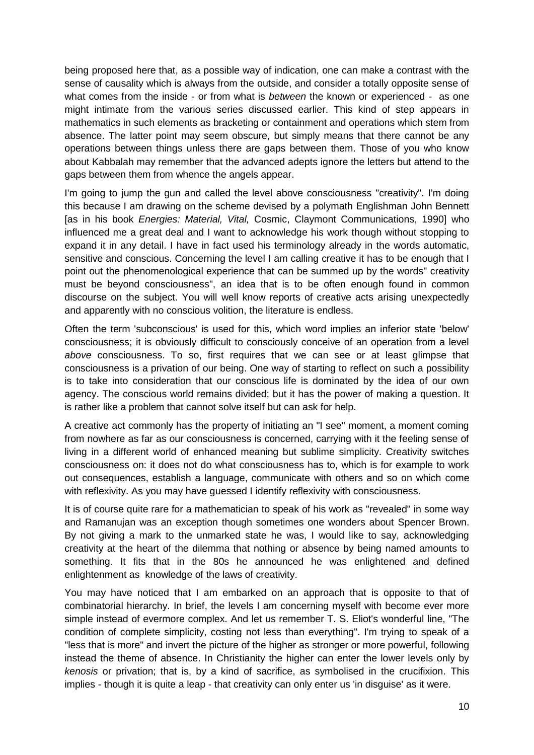being proposed here that, as a possible way of indication, one can make a contrast with the sense of causality which is always from the outside, and consider a totally opposite sense of what comes from the inside - or from what is *between* the known or experienced - as one might intimate from the various series discussed earlier. This kind of step appears in mathematics in such elements as bracketing or containment and operations which stem from absence. The latter point may seem obscure, but simply means that there cannot be any operations between things unless there are gaps between them. Those of you who know about Kabbalah may remember that the advanced adepts ignore the letters but attend to the gaps between them from whence the angels appear.

I'm going to jump the gun and called the level above consciousness "creativity". I'm doing this because I am drawing on the scheme devised by a polymath Englishman John Bennett [as in his book *Energies: Material, Vital,* Cosmic, Claymont Communications, 1990] who influenced me a great deal and I want to acknowledge his work though without stopping to expand it in any detail. I have in fact used his terminology already in the words automatic, sensitive and conscious. Concerning the level I am calling creative it has to be enough that I point out the phenomenological experience that can be summed up by the words" creativity must be beyond consciousness", an idea that is to be often enough found in common discourse on the subject. You will well know reports of creative acts arising unexpectedly and apparently with no conscious volition, the literature is endless.

Often the term 'subconscious' is used for this, which word implies an inferior state 'below' consciousness; it is obviously difficult to consciously conceive of an operation from a level *above* consciousness. To so, first requires that we can see or at least glimpse that consciousness is a privation of our being. One way of starting to reflect on such a possibility is to take into consideration that our conscious life is dominated by the idea of our own agency. The conscious world remains divided; but it has the power of making a question. It is rather like a problem that cannot solve itself but can ask for help.

A creative act commonly has the property of initiating an "I see" moment, a moment coming from nowhere as far as our consciousness is concerned, carrying with it the feeling sense of living in a different world of enhanced meaning but sublime simplicity. Creativity switches consciousness on: it does not do what consciousness has to, which is for example to work out consequences, establish a language, communicate with others and so on which come with reflexivity. As you may have guessed I identify reflexivity with consciousness.

It is of course quite rare for a mathematician to speak of his work as "revealed" in some way and Ramanujan was an exception though sometimes one wonders about Spencer Brown. By not giving a mark to the unmarked state he was, I would like to say, acknowledging creativity at the heart of the dilemma that nothing or absence by being named amounts to something. It fits that in the 80s he announced he was enlightened and defined enlightenment as knowledge of the laws of creativity.

You may have noticed that I am embarked on an approach that is opposite to that of combinatorial hierarchy. In brief, the levels I am concerning myself with become ever more simple instead of evermore complex. And let us remember T. S. Eliot's wonderful line, "The condition of complete simplicity, costing not less than everything". I'm trying to speak of a "less that is more" and invert the picture of the higher as stronger or more powerful, following instead the theme of absence. In Christianity the higher can enter the lower levels only by *kenosis* or privation; that is, by a kind of sacrifice, as symbolised in the crucifixion. This implies - though it is quite a leap - that creativity can only enter us 'in disguise' as it were.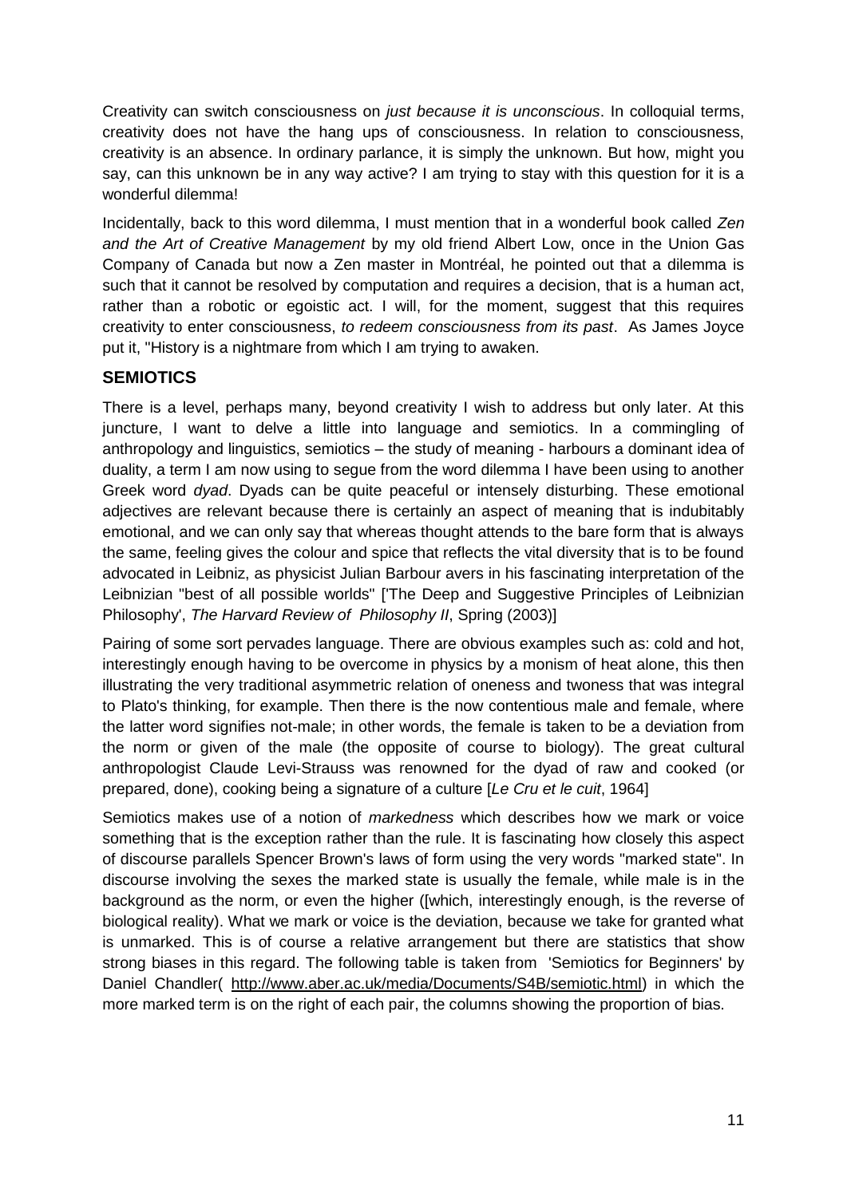Creativity can switch consciousness on *just because it is unconscious*. In colloquial terms, creativity does not have the hang ups of consciousness. In relation to consciousness, creativity is an absence. In ordinary parlance, it is simply the unknown. But how, might you say, can this unknown be in any way active? I am trying to stay with this question for it is a wonderful dilemma!

Incidentally, back to this word dilemma, I must mention that in a wonderful book called *Zen and the Art of Creative Management* by my old friend Albert Low, once in the Union Gas Company of Canada but now a Zen master in Montréal, he pointed out that a dilemma is such that it cannot be resolved by computation and requires a decision, that is a human act, rather than a robotic or egoistic act. I will, for the moment, suggest that this requires creativity to enter consciousness, *to redeem consciousness from its past*. As James Joyce put it, "History is a nightmare from which I am trying to awaken.

## SEMIOTICS

There is a level, perhaps many, beyond creativity I wish to address but only later. At this juncture, I want to delve a little into language and semiotics. In a commingling of anthropology and linguistics, semiotics – the study of meaning - harbours a dominant idea of duality, a term I am now using to segue from the word dilemma I have been using to another Greek word *dyad*. Dyads can be quite peaceful or intensely disturbing. These emotional adjectives are relevant because there is certainly an aspect of meaning that is indubitably emotional, and we can only say that whereas thought attends to the bare form that is always the same, feeling gives the colour and spice that reflects the vital diversity that is to be found advocated in Leibniz, as physicist Julian Barbour avers in his fascinating interpretation of the Leibnizian "best of all possible worlds" ['The Deep and Suggestive Principles of Leibnizian Philosophy', *The Harvard Review of Philosophy II*, Spring (2003)]

Pairing of some sort pervades language. There are obvious examples such as: cold and hot, interestingly enough having to be overcome in physics by a monism of heat alone, this then illustrating the very traditional asymmetric relation of oneness and twoness that was integral to Plato's thinking, for example. Then there is the now contentious male and female, where the latter word signifies not-male; in other words, the female is taken to be a deviation from the norm or given of the male (the opposite of course to biology). The great cultural anthropologist Claude Levi-Strauss was renowned for the dyad of raw and cooked (or prepared, done), cooking being a signature of a culture [*Le Cru et le cuit*, 1964]

Semiotics makes use of a notion of *markedness* which describes how we mark or voice something that is the exception rather than the rule. It is fascinating how closely this aspect of discourse parallels Spencer Brown's laws of form using the very words "marked state". In discourse involving the sexes the marked state is usually the female, while male is in the background as the norm, or even the higher ([which, interestingly enough, is the reverse of biological reality). What we mark or voice is the deviation, because we take for granted what is unmarked. This is of course a relative arrangement but there are statistics that show strong biases in this regard. The following table is taken from 'Semiotics for Beginners' by Daniel Chandler( http://www.aber.ac.uk/media/Documents/S4B/semiotic.html) in which the more marked term is on the right of each pair, the columns showing the proportion of bias.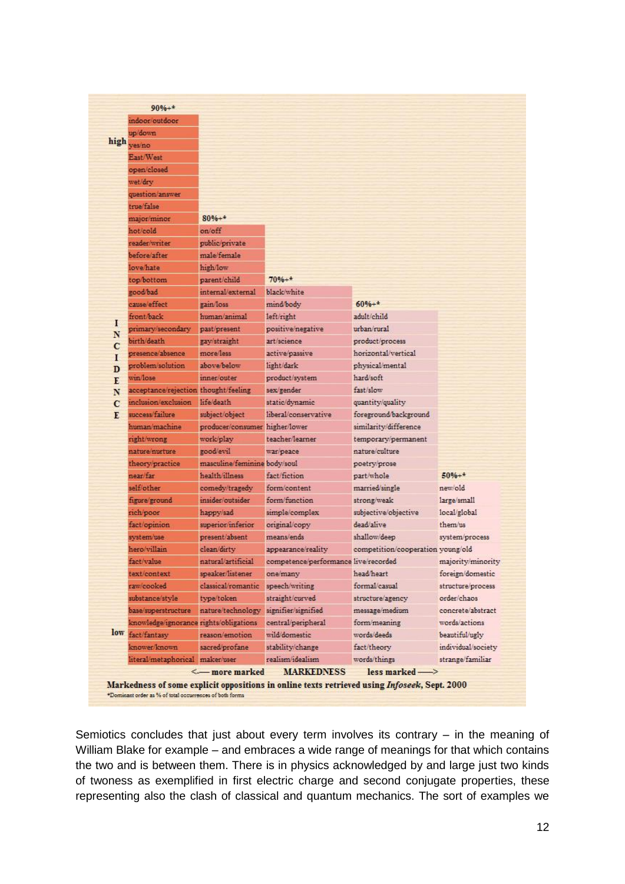| 90%+* | 80%+* | 70%+* | 60%+* | 50%+* |
|---|---|---|---|---|
| indoor/outdoor | | | | |
| up/down | | | | |
| yes/no | | | | |
| East/West | | | | |
| open/closed | | | | |
| wet/dry | | | | |
| question/answer | | | | |
| true/false | | | | |
| major/minor | | | | |
| hot/cold | on/off | | | |
| reader/writer | public/private | | | |
| before/after | male/female | | | |
| love/hate | high/low | | | |
| top/bottom | parent/child | | | |
| good/bad | internal/external | black/white | | |
| cause/effect | gain/loss | mind/body | | |
| front/back | human/animal | left/right | adult/child | |
| primary/secondary | past/present | positive/negative | urban/rural | |
| birth/death | gay/straight | art/science | product/process | |
| presence/absence | more/less | active/passive | horizontal/vertical | |
| problem/solution | above/below | light/dark | physical/mental | |
| win/lose | inner/outer | product/system | hard/soft | |
| acceptance/rejection | thought/feeling | sex/gender | fast/slow | |
| inclusion/exclusion | life/death | static/dynamic | quantity/quality | |
| success/failure | subject/object | liberal/conservative | foreground/background | |
| human/machine | producer/consumer | higher/lower | similarity/difference | |
| right/wrong | work/play | teacher/learner | temporary/permanent | |
| nature/nurture | good/evil | war/peace | nature/culture | |
| theory/practice | masculine/feminine | body/soul | poetry/prose | |
| near/far | health/illness | fact/fiction | part/whole | |
| self/other | comedy/tragedy | form/content | married/single | new/old |
| figure/ground | insider/outsider | form/function | strong/weak | large/small |
| rich/poor | happy/sad | simple/complex | subjective/objective | local/global |
| fact/opinion | superior/inferior | original/copy | dead/alive | them/us |
| system/use | present/absent | means/ends | shallow/deep | system/process |
| hero/villain | clean/dirty | appearance/reality | competition/cooperation | young/old |
| fact/value | natural/artificial | competence/performance | live/recorded | majority/minority |
| text/context | speaker/listener | one/many | head/heart | foreign/domestic |
| raw/cooked | classical/romantic | speech/writing | formal/casual | structure/process |
| substance/style | type/token | straight/curved | structure/agency | order/chaos |
| base/superstructure | nature/technology | signifier/signified | message/medium | concrete/abstract |
| knowledge/ignorance | rights/obligations | central/peripheral | form/meaning | words/actions |
| fact/fantasy | reason/emotion | wild/domestic | words/deeds | beautiful/ugly |
| knower/known | sacred/profane | stability/change | fact/theory | individual/society |
| literal/metaphorical | maker/user | realism/idealism | words/things | strange/familiar |

INCIDENCE (high → low)

<— more marked MARKEDNESS less marked —>

**Markedness of some explicit oppositions in online texts retrieved using *Infoseek*, Sept. 2000**

*Dominant order as % of total occurrences of both forms

Semiotics concludes that just about every term involves its contrary – in the meaning of William Blake for example – and embraces a wide range of meanings for that which contains the two and is between them. There is in physics acknowledged by and large just two kinds of twoness as exemplified in first electric charge and second conjugate properties, these representing also the clash of classical and quantum mechanics. The sort of examples we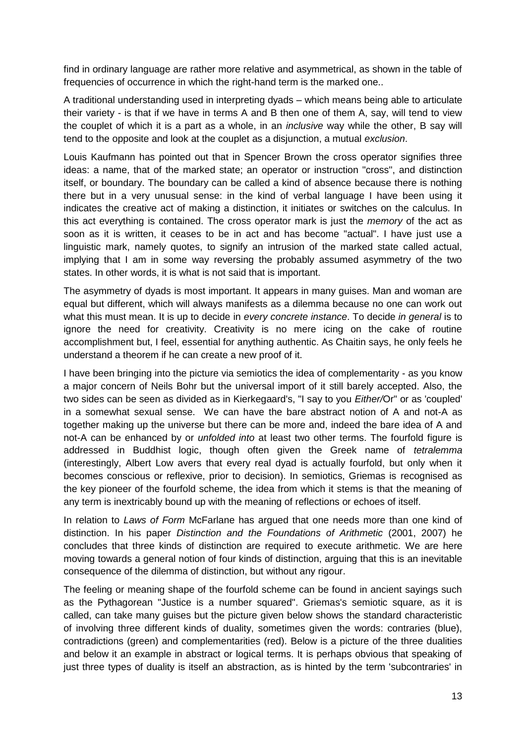find in ordinary language are rather more relative and asymmetrical, as shown in the table of frequencies of occurrence in which the right-hand term is the marked one..

A traditional understanding used in interpreting dyads – which means being able to articulate their variety - is that if we have in terms A and B then one of them A, say, will tend to view the couplet of which it is a part as a whole, in an *inclusive* way while the other, B say will tend to the opposite and look at the couplet as a disjunction, a mutual *exclusion*.

Louis Kaufmann has pointed out that in Spencer Brown the cross operator signifies three ideas: a name, that of the marked state; an operator or instruction "cross", and distinction itself, or boundary. The boundary can be called a kind of absence because there is nothing there but in a very unusual sense: in the kind of verbal language I have been using it indicates the creative act of making a distinction, it initiates or switches on the calculus. In this act everything is contained. The cross operator mark is just the *memory* of the act as soon as it is written, it ceases to be in act and has become "actual". I have just use a linguistic mark, namely quotes, to signify an intrusion of the marked state called actual, implying that I am in some way reversing the probably assumed asymmetry of the two states. In other words, it is what is not said that is important.

The asymmetry of dyads is most important. It appears in many guises. Man and woman are equal but different, which will always manifests as a dilemma because no one can work out what this must mean. It is up to decide in *every concrete instance*. To decide *in general* is to ignore the need for creativity. Creativity is no mere icing on the cake of routine accomplishment but, I feel, essential for anything authentic. As Chaitin says, he only feels he understand a theorem if he can create a new proof of it.

I have been bringing into the picture via semiotics the idea of complementarity - as you know a major concern of Neils Bohr but the universal import of it still barely accepted. Also, the two sides can be seen as divided as in Kierkegaard's, "I say to you *Either/*Or" or as 'coupled' in a somewhat sexual sense. We can have the bare abstract notion of A and not-A as together making up the universe but there can be more and, indeed the bare idea of A and not-A can be enhanced by or *unfolded into* at least two other terms. The fourfold figure is addressed in Buddhist logic, though often given the Greek name of *tetralemma* (interestingly, Albert Low avers that every real dyad is actually fourfold, but only when it becomes conscious or reflexive, prior to decision). In semiotics, Griemas is recognised as the key pioneer of the fourfold scheme, the idea from which it stems is that the meaning of any term is inextricably bound up with the meaning of reflections or echoes of itself.

In relation to *Laws of Form* McFarlane has argued that one needs more than one kind of distinction. In his paper *Distinction and the Foundations of Arithmetic* (2001, 2007) he concludes that three kinds of distinction are required to execute arithmetic. We are here moving towards a general notion of four kinds of distinction, arguing that this is an inevitable consequence of the dilemma of distinction, but without any rigour.

The feeling or meaning shape of the fourfold scheme can be found in ancient sayings such as the Pythagorean "Justice is a number squared". Griemas's semiotic square, as it is called, can take many guises but the picture given below shows the standard characteristic of involving three different kinds of duality, sometimes given the words: contraries (blue), contradictions (green) and complementarities (red). Below is a picture of the three dualities and below it an example in abstract or logical terms. It is perhaps obvious that speaking of just three types of duality is itself an abstraction, as is hinted by the term 'subcontraries' in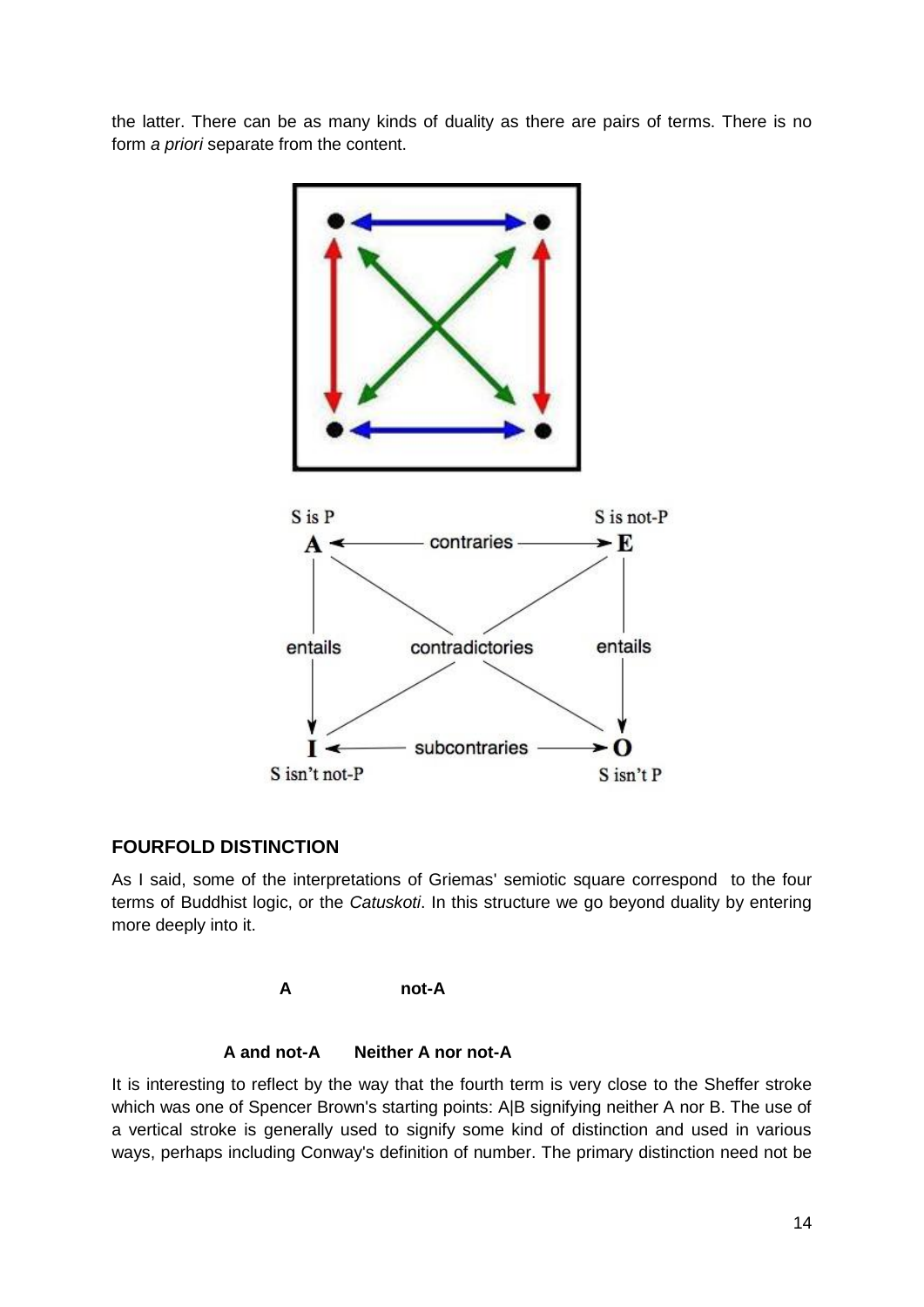the latter. There can be as many kinds of duality as there are pairs of terms. There is no form *a priori* separate from the content.

S is P  
**A** ← contraries → **E**  
S is not-P

entails  contradictories  entails

**I** ← subcontraries → **O**  
S isn't not-P  S isn't P

## FOURFOLD DISTINCTION

As I said, some of the interpretations of Griemas' semiotic square correspond to the four terms of Buddhist logic, or the *Catuskoti*. In this structure we go beyond duality by entering more deeply into it.

**A** **not-A**

**A and not-A** **Neither A nor not-A**

It is interesting to reflect by the way that the fourth term is very close to the Sheffer stroke which was one of Spencer Brown's starting points: A|B signifying neither A nor B. The use of a vertical stroke is generally used to signify some kind of distinction and used in various ways, perhaps including Conway's definition of number. The primary distinction need not be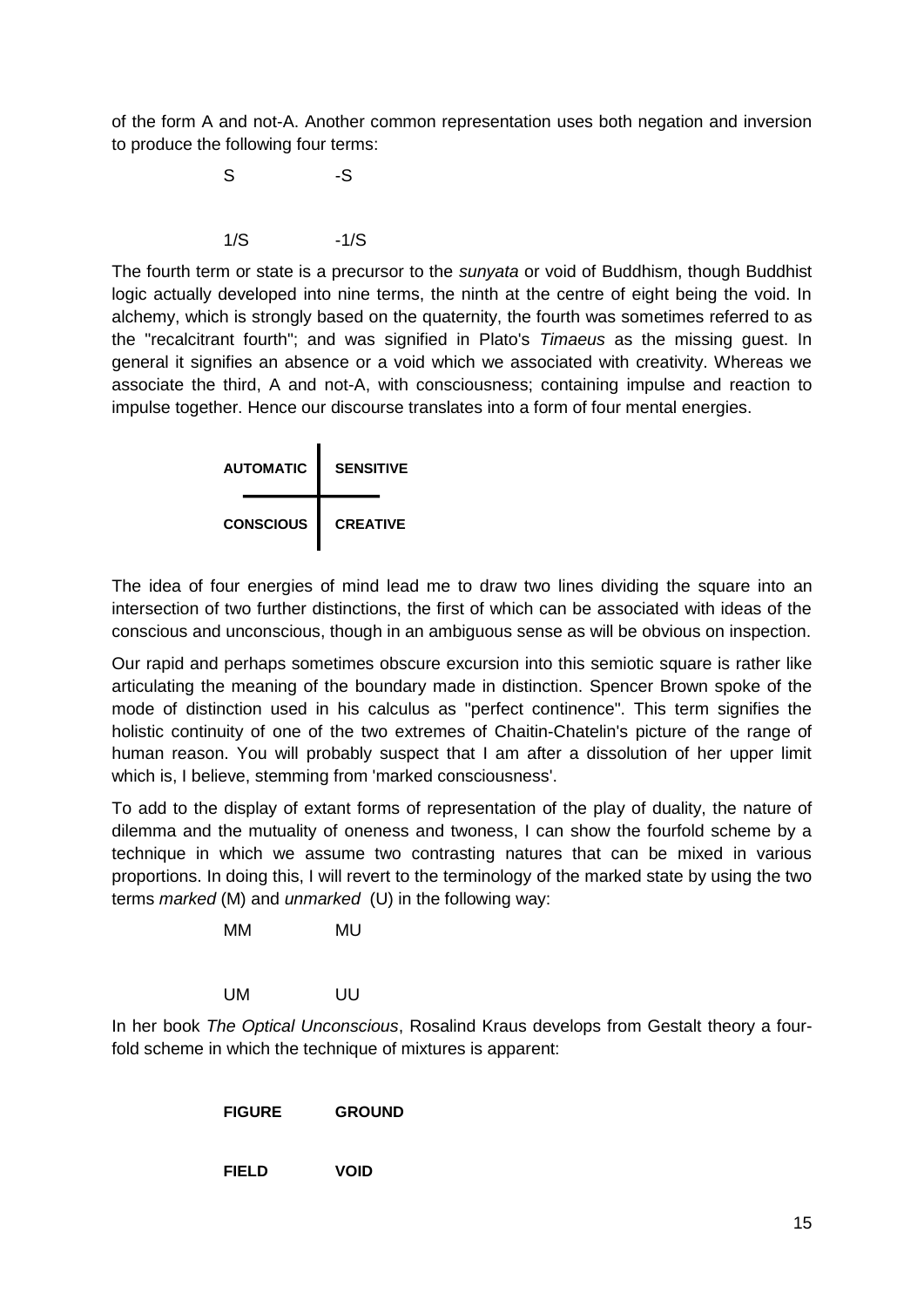of the form A and not-A. Another common representation uses both negation and inversion to produce the following four terms:

| | |
|---|---|
| S | -S |
| 1/S | -1/S |

The fourth term or state is a precursor to the *sunyata* or void of Buddhism, though Buddhist logic actually developed into nine terms, the ninth at the centre of eight being the void. In alchemy, which is strongly based on the quaternity, the fourth was sometimes referred to as the "recalcitrant fourth"; and was signified in Plato's *Timaeus* as the missing guest. In general it signifies an absence or a void which we associated with creativity. Whereas we associate the third, A and not-A, with consciousness; containing impulse and reaction to impulse together. Hence our discourse translates into a form of four mental energies.

| | |
|---|---|
| **AUTOMATIC** | **SENSITIVE** |
| **CONSCIOUS** | **CREATIVE** |

The idea of four energies of mind lead me to draw two lines dividing the square into an intersection of two further distinctions, the first of which can be associated with ideas of the conscious and unconscious, though in an ambiguous sense as will be obvious on inspection.

Our rapid and perhaps sometimes obscure excursion into this semiotic square is rather like articulating the meaning of the boundary made in distinction. Spencer Brown spoke of the mode of distinction used in his calculus as "perfect continence". This term signifies the holistic continuity of one of the two extremes of Chaitin-Chatelin's picture of the range of human reason. You will probably suspect that I am after a dissolution of her upper limit which is, I believe, stemming from 'marked consciousness'.

To add to the display of extant forms of representation of the play of duality, the nature of dilemma and the mutuality of oneness and twoness, I can show the fourfold scheme by a technique in which we assume two contrasting natures that can be mixed in various proportions. In doing this, I will revert to the terminology of the marked state by using the two terms *marked* (M) and *unmarked* (U) in the following way:

| | |
|---|---|
| MM | MU |
| UM | UU |

In her book *The Optical Unconscious*, Rosalind Kraus develops from Gestalt theory a four-fold scheme in which the technique of mixtures is apparent:

| | |
|---|---|
| **FIGURE** | **GROUND** |
| **FIELD** | **VOID** |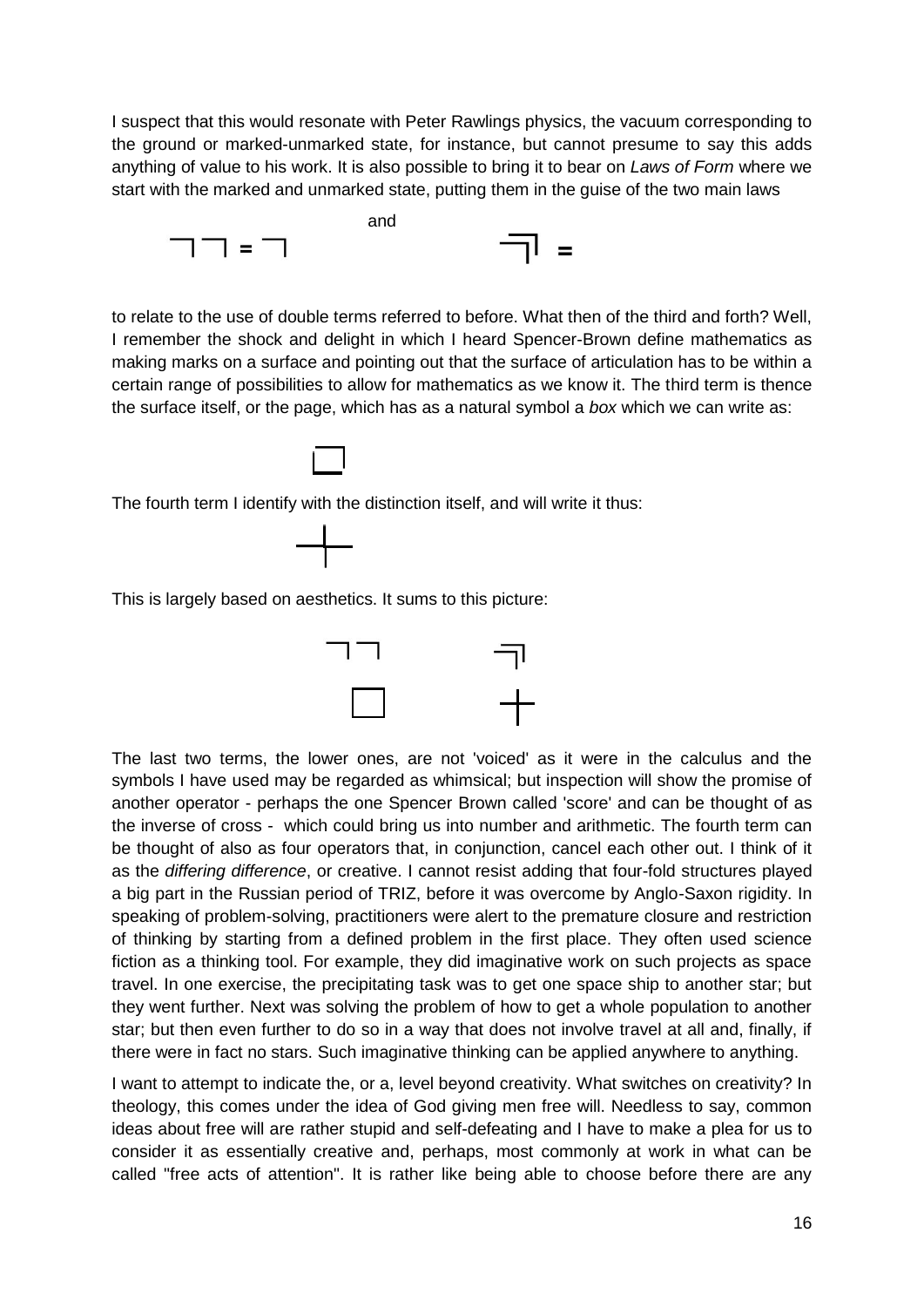I suspect that this would resonate with Peter Rawlings physics, the vacuum corresponding to the ground or marked-unmarked state, for instance, but cannot presume to say this adds anything of value to his work. It is also possible to bring it to bear on *Laws of Form* where we start with the marked and unmarked state, putting them in the guise of the two main laws

$$\neg\!\!\!\neg\;\neg\!\!\!\neg = \neg\!\!\!\neg \qquad \text{and} \qquad \overline{\neg\!\!\!\neg}| =$$

to relate to the use of double terms referred to before. What then of the third and forth? Well, I remember the shock and delight in which I heard Spencer-Brown define mathematics as making marks on a surface and pointing out that the surface of articulation has to be within a certain range of possibilities to allow for mathematics as we know it. The third term is thence the surface itself, or the page, which has as a natural symbol a *box* which we can write as:

$$\square$$

The fourth term I identify with the distinction itself, and will write it thus:

$$+$$

This is largely based on aesthetics. It sums to this picture:

| | |
|---|---|
| ⌉⌉ | ⌉⌉ (nested) |
| □ | + |

The last two terms, the lower ones, are not 'voiced' as it were in the calculus and the symbols I have used may be regarded as whimsical; but inspection will show the promise of another operator - perhaps the one Spencer Brown called 'score' and can be thought of as the inverse of cross - which could bring us into number and arithmetic. The fourth term can be thought of also as four operators that, in conjunction, cancel each other out. I think of it as the *differing difference*, or creative. I cannot resist adding that four-fold structures played a big part in the Russian period of TRIZ, before it was overcome by Anglo-Saxon rigidity. In speaking of problem-solving, practitioners were alert to the premature closure and restriction of thinking by starting from a defined problem in the first place. They often used science fiction as a thinking tool. For example, they did imaginative work on such projects as space travel. In one exercise, the precipitating task was to get one space ship to another star; but they went further. Next was solving the problem of how to get a whole population to another star; but then even further to do so in a way that does not involve travel at all and, finally, if there were in fact no stars. Such imaginative thinking can be applied anywhere to anything.

I want to attempt to indicate the, or a, level beyond creativity. What switches on creativity? In theology, this comes under the idea of God giving men free will. Needless to say, common ideas about free will are rather stupid and self-defeating and I have to make a plea for us to consider it as essentially creative and, perhaps, most commonly at work in what can be called "free acts of attention". It is rather like being able to choose before there are any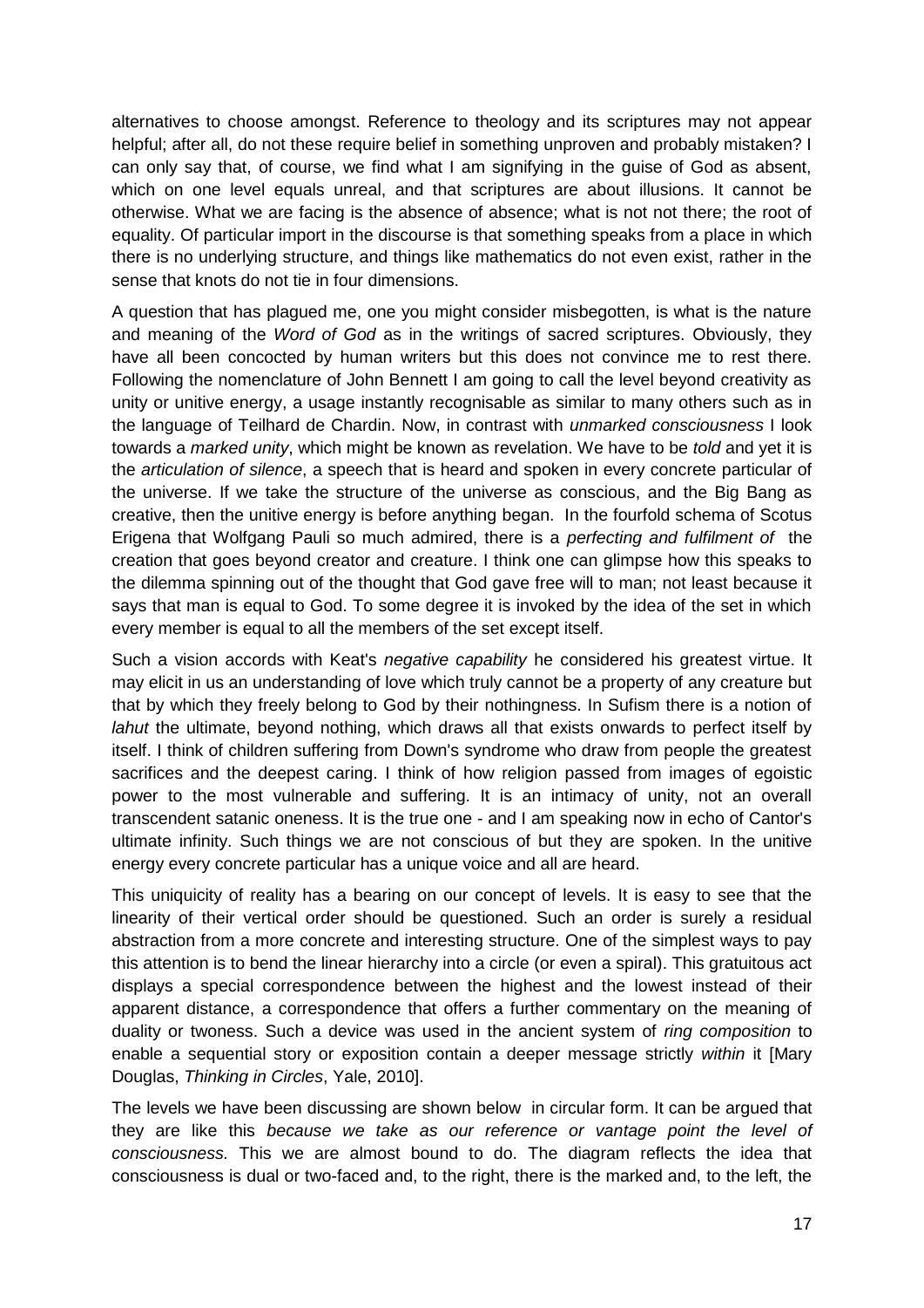alternatives to choose amongst. Reference to theology and its scriptures may not appear helpful; after all, do not these require belief in something unproven and probably mistaken? I can only say that, of course, we find what I am signifying in the guise of God as absent, which on one level equals unreal, and that scriptures are about illusions. It cannot be otherwise. What we are facing is the absence of absence; what is not not there; the root of equality. Of particular import in the discourse is that something speaks from a place in which there is no underlying structure, and things like mathematics do not even exist, rather in the sense that knots do not tie in four dimensions.

A question that has plagued me, one you might consider misbegotten, is what is the nature and meaning of the *Word of God* as in the writings of sacred scriptures. Obviously, they have all been concocted by human writers but this does not convince me to rest there. Following the nomenclature of John Bennett I am going to call the level beyond creativity as unity or unitive energy, a usage instantly recognisable as similar to many others such as in the language of Teilhard de Chardin. Now, in contrast with *unmarked consciousness* I look towards a *marked unity*, which might be known as revelation. We have to be *told* and yet it is the *articulation of silence*, a speech that is heard and spoken in every concrete particular of the universe. If we take the structure of the universe as conscious, and the Big Bang as creative, then the unitive energy is before anything began. In the fourfold schema of Scotus Erigena that Wolfgang Pauli so much admired, there is a *perfecting and fulfilment of* the creation that goes beyond creator and creature. I think one can glimpse how this speaks to the dilemma spinning out of the thought that God gave free will to man; not least because it says that man is equal to God. To some degree it is invoked by the idea of the set in which every member is equal to all the members of the set except itself.

Such a vision accords with Keat's *negative capability* he considered his greatest virtue. It may elicit in us an understanding of love which truly cannot be a property of any creature but that by which they freely belong to God by their nothingness. In Sufism there is a notion of *lahut* the ultimate, beyond nothing, which draws all that exists onwards to perfect itself by itself. I think of children suffering from Down's syndrome who draw from people the greatest sacrifices and the deepest caring. I think of how religion passed from images of egoistic power to the most vulnerable and suffering. It is an intimacy of unity, not an overall transcendent satanic oneness. It is the true one - and I am speaking now in echo of Cantor's ultimate infinity. Such things we are not conscious of but they are spoken. In the unitive energy every concrete particular has a unique voice and all are heard.

This uniquicity of reality has a bearing on our concept of levels. It is easy to see that the linearity of their vertical order should be questioned. Such an order is surely a residual abstraction from a more concrete and interesting structure. One of the simplest ways to pay this attention is to bend the linear hierarchy into a circle (or even a spiral). This gratuitous act displays a special correspondence between the highest and the lowest instead of their apparent distance, a correspondence that offers a further commentary on the meaning of duality or twoness. Such a device was used in the ancient system of *ring composition* to enable a sequential story or exposition contain a deeper message strictly *within* it [Mary Douglas, *Thinking in Circles*, Yale, 2010].

The levels we have been discussing are shown below in circular form. It can be argued that they are like this *because we take as our reference or vantage point the level of consciousness.* This we are almost bound to do. The diagram reflects the idea that consciousness is dual or two-faced and, to the right, there is the marked and, to the left, the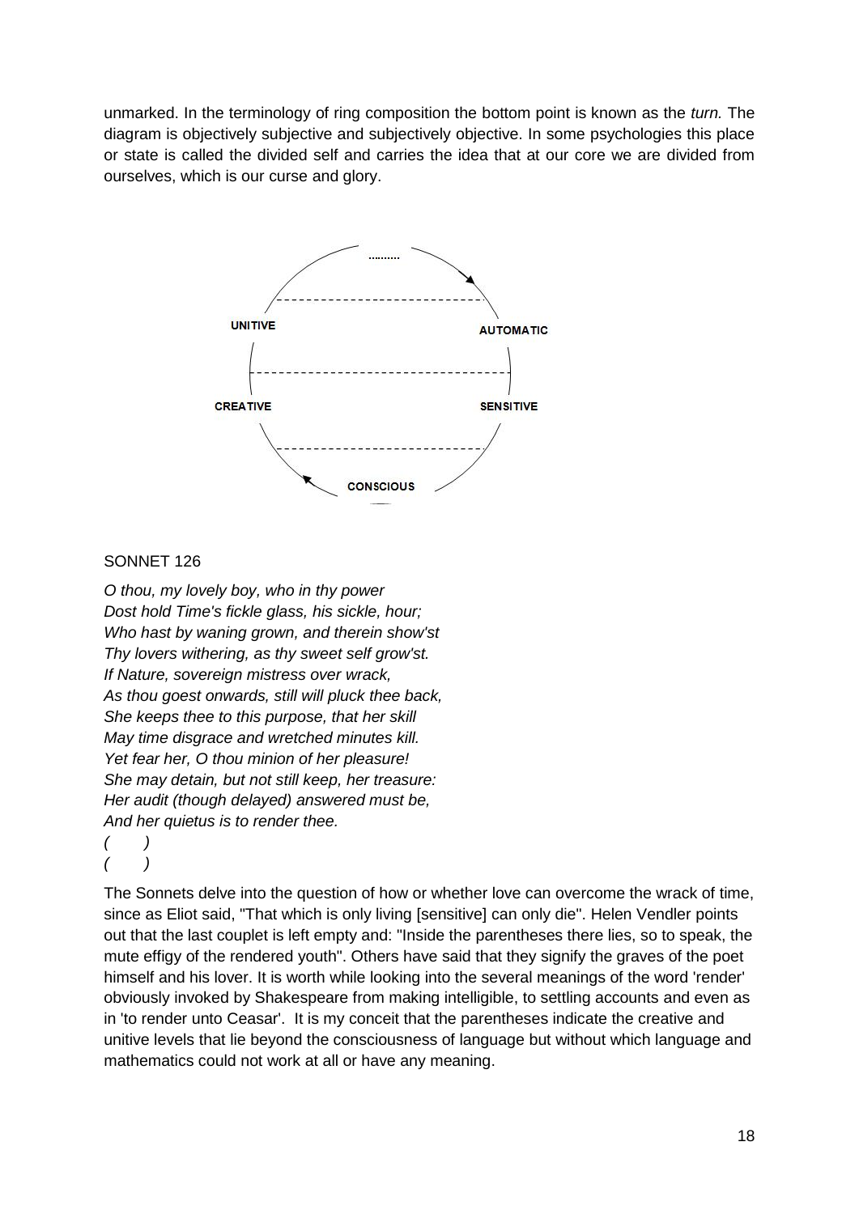unmarked. In the terminology of ring composition the bottom point is known as the *turn.* The diagram is objectively subjective and subjectively objective. In some psychologies this place or state is called the divided self and carries the idea that at our core we are divided from ourselves, which is our curse and glory.

..........

UNITIVE

AUTOMATIC

CREATIVE

SENSITIVE

CONSCIOUS

SONNET 126

*O thou, my lovely boy, who in thy power*
*Dost hold Time's fickle glass, his sickle, hour;*
*Who hast by waning grown, and therein show'st*
*Thy lovers withering, as thy sweet self grow'st.*
*If Nature, sovereign mistress over wrack,*
*As thou goest onwards, still will pluck thee back,*
*She keeps thee to this purpose, that her skill*
*May time disgrace and wretched minutes kill.*
*Yet fear her, O thou minion of her pleasure!*
*She may detain, but not still keep, her treasure:*
*Her audit (though delayed) answered must be,*
*And her quietus is to render thee.*
*(      )*
*(      )*

The Sonnets delve into the question of how or whether love can overcome the wrack of time, since as Eliot said, "That which is only living [sensitive] can only die". Helen Vendler points out that the last couplet is left empty and: "Inside the parentheses there lies, so to speak, the mute effigy of the rendered youth". Others have said that they signify the graves of the poet himself and his lover. It is worth while looking into the several meanings of the word 'render' obviously invoked by Shakespeare from making intelligible, to settling accounts and even as in 'to render unto Ceasar'. It is my conceit that the parentheses indicate the creative and unitive levels that lie beyond the consciousness of language but without which language and mathematics could not work at all or have any meaning.